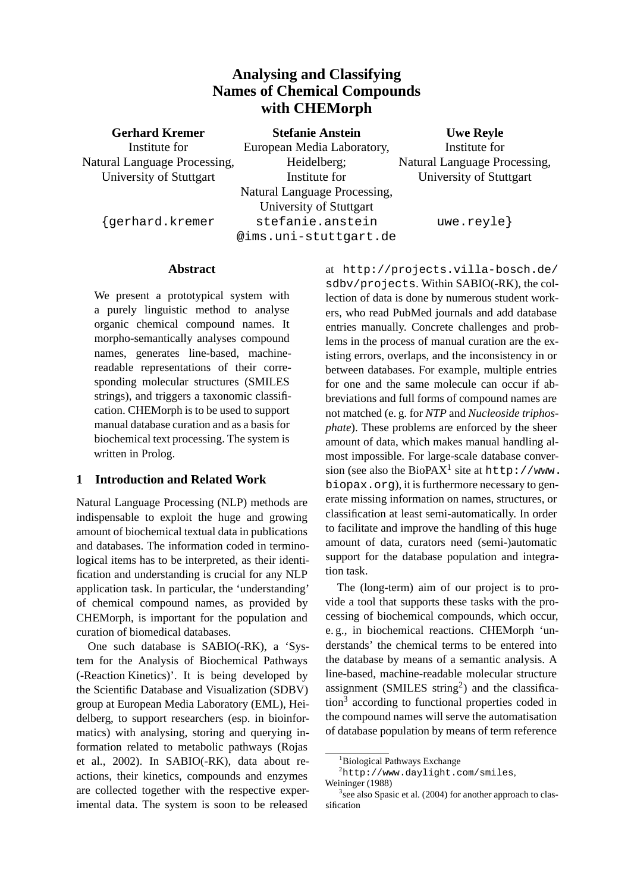# Analysing and Classifying Names of Chemical Compounds with CHEMorph

**Gerhard Kremer**
Institute for Natural Language Processing,
University of Stuttgart

**Stefanie Anstein**
European Media Laboratory, Heidelberg;
Institute for Natural Language Processing,
University of Stuttgart

**Uwe Reyle**
Institute for Natural Language Processing,
University of Stuttgart

{gerhard.kremer stefanie.anstein uwe.reyle}@ims.uni-stuttgart.de

## Abstract

We present a prototypical system with a purely linguistic method to analyse organic chemical compound names. It morpho-semantically analyses compound names, generates line-based, machine-readable representations of their corresponding molecular structures (SMILES strings), and triggers a taxonomic classification. CHEMorph is to be used to support manual database curation and as a basis for biochemical text processing. The system is written in Prolog.

## 1 Introduction and Related Work

Natural Language Processing (NLP) methods are indispensable to exploit the huge and growing amount of biochemical textual data in publications and databases. The information coded in terminological items has to be interpreted, as their identification and understanding is crucial for any NLP application task. In particular, the 'understanding' of chemical compound names, as provided by CHEMorph, is important for the population and curation of biomedical databases.

One such database is SABIO(-RK), a 'System for the Analysis of Biochemical Pathways (-Reaction Kinetics)'. It is being developed by the Scientific Database and Visualization (SDBV) group at European Media Laboratory (EML), Heidelberg, to support researchers (esp. in bioinformatics) with analysing, storing and querying information related to metabolic pathways (Rojas et al., 2002). In SABIO(-RK), data about reactions, their kinetics, compounds and enzymes are collected together with the respective experimental data. The system is soon to be released at `http://projects.villa-bosch.de/sdbv/projects`. Within SABIO(-RK), the collection of data is done by numerous student workers, who read PubMed journals and add database entries manually. Concrete challenges and problems in the process of manual curation are the existing errors, overlaps, and the inconsistency in or between databases. For example, multiple entries for one and the same molecule can occur if abbreviations and full forms of compound names are not matched (e. g. for *NTP* and *Nucleoside triphosphate*). These problems are enforced by the sheer amount of data, which makes manual handling almost impossible. For large-scale database conversion (see also the BioPAX[1] site at `http://www.biopax.org`), it is furthermore necessary to generate missing information on names, structures, or classification at least semi-automatically. In order to facilitate and improve the handling of this huge amount of data, curators need (semi-)automatic support for the database population and integration task.

The (long-term) aim of our project is to provide a tool that supports these tasks with the processing of biochemical compounds, which occur, e. g., in biochemical reactions. CHEMorph 'understands' the chemical terms to be entered into the database by means of a semantic analysis. A line-based, machine-readable molecular structure assignment (SMILES string[2]) and the classification[3] according to functional properties coded in the compound names will serve the automatisation of database population by means of term reference

[1] Biological Pathways Exchange

[2] `http://www.daylight.com/smiles`, Weininger (1988)

[3] see also Spasic et al. (2004) for another approach to classification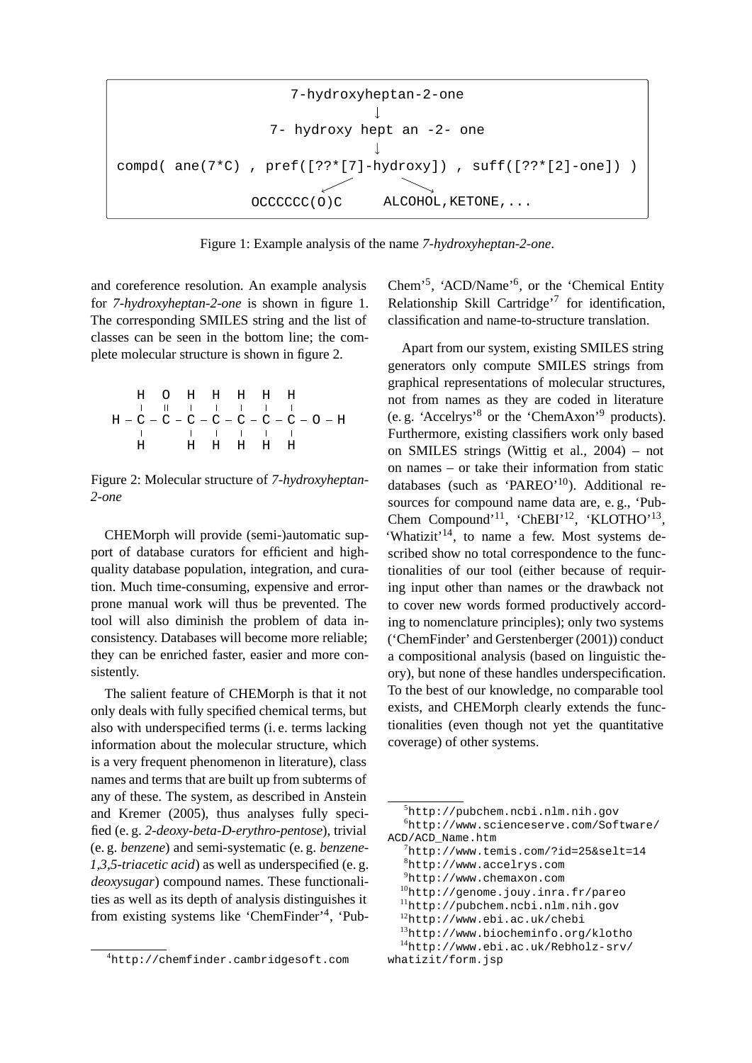```
                    7-hydroxyheptan-2-one
                              ↓
                  7- hydroxy hept an -2- one
                              ↓
compd( ane(7*C) , pref([??*[7]-hydroxy]) , suff([??*[2]-one]) )
                    ↙                          ↘
              OCCCCCC(O)C            ALCOHOL,KETONE,...
```

Figure 1: Example analysis of the name *7-hydroxyheptan-2-one*.

and coreference resolution. An example analysis for *7-hydroxyheptan-2-one* is shown in figure 1. The corresponding SMILES string and the list of classes can be seen in the bottom line; the complete molecular structure is shown in figure 2.

```
    H   O   H   H   H   H   H
    |   ||  |   |   |   |   |
H – C – C – C – C – C – C – C – O – H
    |       |   |   |   |   |
    H       H   H   H   H   H
```

Figure 2: Molecular structure of *7-hydroxyheptan-2-one*

CHEMorph will provide (semi-)automatic support of database curators for efficient and high-quality database population, integration, and curation. Much time-consuming, expensive and error-prone manual work will thus be prevented. The tool will also diminish the problem of data inconsistency. Databases will become more reliable; they can be enriched faster, easier and more consistently.

The salient feature of CHEMorph is that it not only deals with fully specified chemical terms, but also with underspecified terms (i. e. terms lacking information about the molecular structure, which is a very frequent phenomenon in literature), class names and terms that are built up from subterms of any of these. The system, as described in Anstein and Kremer (2005), thus analyses fully specified (e. g. *2-deoxy-beta-D-erythro-pentose*), trivial (e. g. *benzene*) and semi-systematic (e. g. *benzene-1,3,5-triacetic acid*) as well as underspecified (e. g. *deoxysugar*) compound names. These functionalities as well as its depth of analysis distinguishes it from existing systems like 'ChemFinder'[4], 'PubChem'[5], 'ACD/Name'[6], or the 'Chemical Entity Relationship Skill Cartridge'[7] for identification, classification and name-to-structure translation.

Apart from our system, existing SMILES string generators only compute SMILES strings from graphical representations of molecular structures, not from names as they are coded in literature (e. g. 'Accelrys'[8] or the 'ChemAxon'[9] products). Furthermore, existing classifiers work only based on SMILES strings (Wittig et al., 2004) – not on names – or take their information from static databases (such as 'PAREO'[10]). Additional resources for compound name data are, e. g., 'PubChem Compound'[11], 'ChEBI'[12], 'KLOTHO'[13], 'Whatizit'[14], to name a few. Most systems described show no total correspondence to the functionalities of our tool (either because of requiring input other than names or the drawback not to cover new words formed productively according to nomenclature principles); only two systems ('ChemFinder' and Gerstenberger (2001)) conduct a compositional analysis (based on linguistic theory), but none of these handles underspecification. To the best of our knowledge, no comparable tool exists, and CHEMorph clearly extends the functionalities (even though not yet the quantitative coverage) of other systems.

[4] http://chemfinder.cambridgesoft.com

[5] http://pubchem.ncbi.nlm.nih.gov

[6] http://www.scienceserve.com/Software/ACD/ACD_Name.htm

[7] http://www.temis.com/?id=25&selt=14

[8] http://www.accelrys.com

[9] http://www.chemaxon.com

[10] http://genome.jouy.inra.fr/pareo

[11] http://pubchem.ncbi.nlm.nih.gov

[12] http://www.ebi.ac.uk/chebi

[13] http://www.biocheminfo.org/klotho

[14] http://www.ebi.ac.uk/Rebholz-srv/whatizit/form.jsp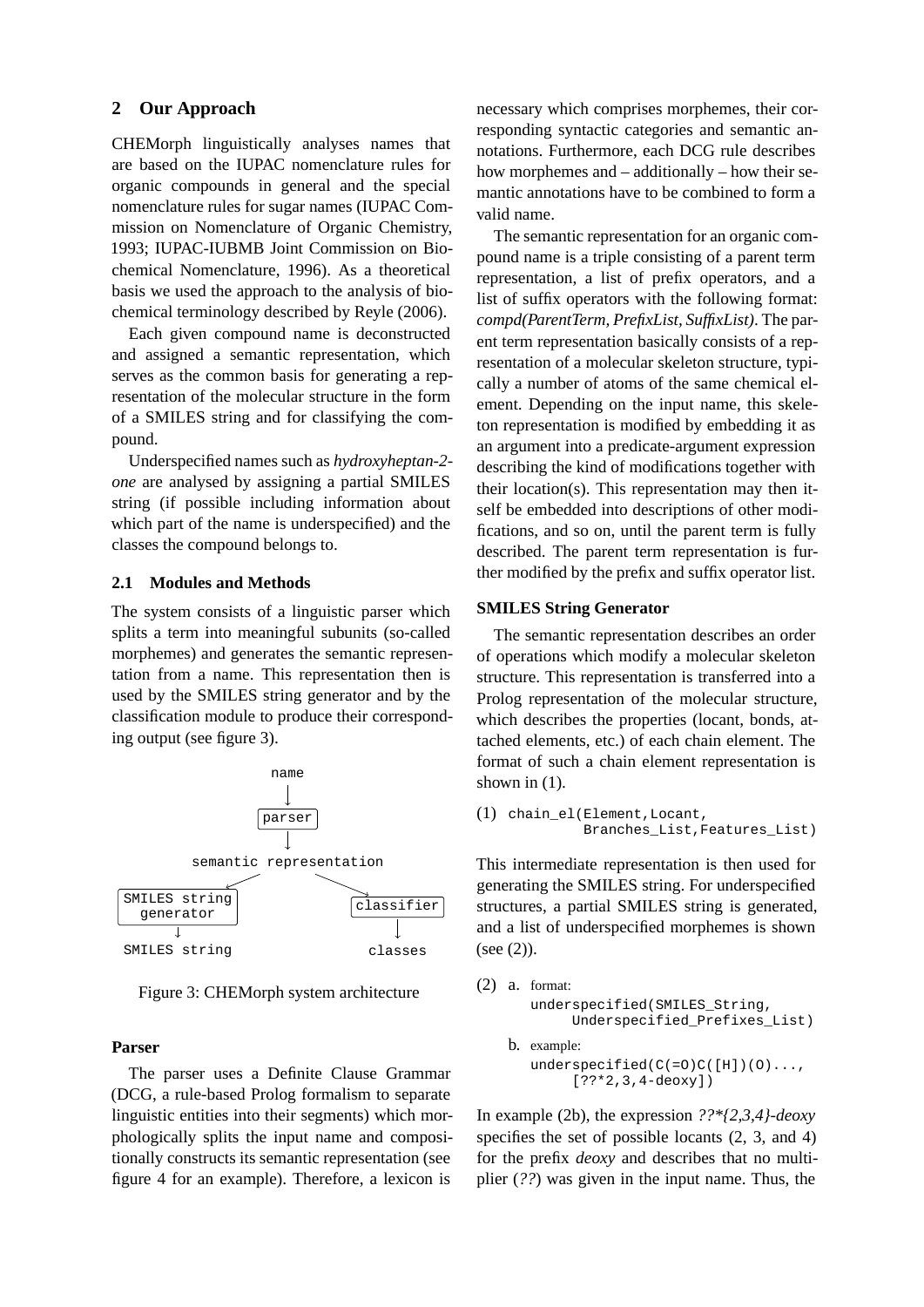## 2 Our Approach

CHEMorph linguistically analyses names that are based on the IUPAC nomenclature rules for organic compounds in general and the special nomenclature rules for sugar names (IUPAC Commission on Nomenclature of Organic Chemistry, 1993; IUPAC-IUBMB Joint Commission on Biochemical Nomenclature, 1996). As a theoretical basis we used the approach to the analysis of biochemical terminology described by Reyle (2006).

Each given compound name is deconstructed and assigned a semantic representation, which serves as the common basis for generating a representation of the molecular structure in the form of a SMILES string and for classifying the compound.

Underspecified names such as *hydroxyheptan-2-one* are analysed by assigning a partial SMILES string (if possible including information about which part of the name is underspecified) and the classes the compound belongs to.

### 2.1 Modules and Methods

The system consists of a linguistic parser which splits a term into meaningful subunits (so-called morphemes) and generates the semantic representation from a name. This representation then is used by the SMILES string generator and by the classification module to produce their corresponding output (see figure 3).

```
                    name
                     ↓
                  [parser]
                     ↓
          semantic representation
         ↙                        ↘
[SMILES string                [classifier]
  generator]                        ↓
     ↓                           classes
SMILES string
```

Figure 3: CHEMorph system architecture

#### Parser

The parser uses a Definite Clause Grammar (DCG, a rule-based Prolog formalism to separate linguistic entities into their segments) which morphologically splits the input name and compositionally constructs its semantic representation (see figure 4 for an example). Therefore, a lexicon is necessary which comprises morphemes, their corresponding syntactic categories and semantic annotations. Furthermore, each DCG rule describes how morphemes and – additionally – how their semantic annotations have to be combined to form a valid name.

The semantic representation for an organic compound name is a triple consisting of a parent term representation, a list of prefix operators, and a list of suffix operators with the following format: *compd(ParentTerm, PrefixList, SuffixList)*. The parent term representation basically consists of a representation of a molecular skeleton structure, typically a number of atoms of the same chemical element. Depending on the input name, this skeleton representation is modified by embedding it as an argument into a predicate-argument expression describing the kind of modifications together with their location(s). This representation may then itself be embedded into descriptions of other modifications, and so on, until the parent term is fully described. The parent term representation is further modified by the prefix and suffix operator list.

#### SMILES String Generator

The semantic representation describes an order of operations which modify a molecular skeleton structure. This representation is transferred into a Prolog representation of the molecular structure, which describes the properties (locant, bonds, attached elements, etc.) of each chain element. The format of such a chain element representation is shown in (1).

(1)
```
chain_el(Element,Locant,
         Branches_List,Features_List)
```

This intermediate representation is then used for generating the SMILES string. For underspecified structures, a partial SMILES string is generated, and a list of underspecified morphemes is shown (see (2)).

(2) a. format:
```
underspecified(SMILES_String,
      Underspecified_Prefixes_List)
```

b. example:
```
underspecified(C(=O)C([H])(O)...,
      [??*2,3,4-deoxy])
```

In example (2b), the expression *??*{2,3,4}-deoxy* specifies the set of possible locants (2, 3, and 4) for the prefix *deoxy* and describes that no multiplier (*??*) was given in the input name. Thus, the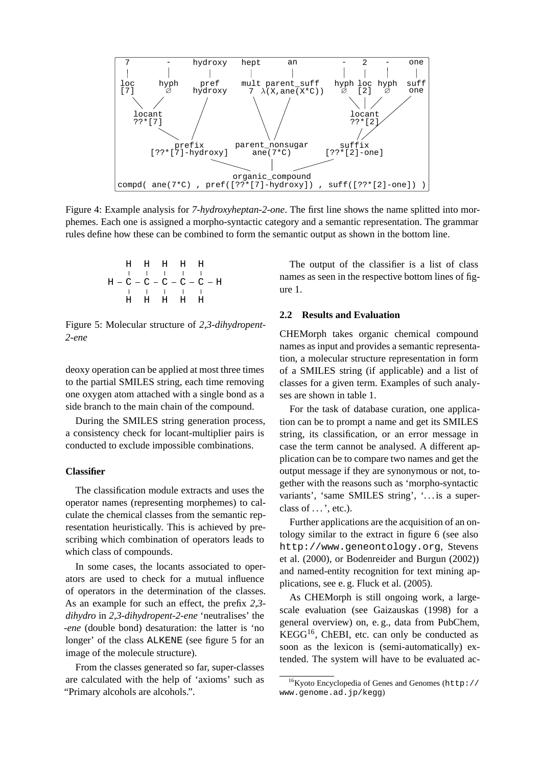```
7        -      hydroxy   hept      an          -   2   -     one
|        |        |        |         |          |   |   |      |
loc     hyph     pref     mult parent_suff    hyph loc hyph   suff
[7]      ∅      hydroxy   7 λ(X,ane(X*C))      ∅   [2]  ∅     one
   \    /          /         \      /           \   |  /      /
   locant         /           \    /            locant       /
   ??*[7]        /             \  /             ??*[2]      /
        \       /               \/                 \       /
         prefix           parent_nonsugar          suffix
   [??*[7]-hydroxy]           ane(7*C)          [??*[2]-one]
                 \               |               /
                          organic_compound
compd( ane(7*C) , pref([??*[7]-hydroxy]) , suff([??*[2]-one]) )
```

Figure 4: Example analysis for *7-hydroxyheptan-2-one*. The first line shows the name splitted into morphemes. Each one is assigned a morpho-syntactic category and a semantic representation. The grammar rules define how these can be combined to form the semantic output as shown in the bottom line.

```
    H   H   H   H   H
    |   |   |   |   |
H – C – C – C – C – C – H
    |   |   |   |   |
    H   H   H   H   H
```

Figure 5: Molecular structure of *2,3-dihydropent-2-ene*

deoxy operation can be applied at most three times to the partial SMILES string, each time removing one oxygen atom attached with a single bond as a side branch to the main chain of the compound.

During the SMILES string generation process, a consistency check for locant-multiplier pairs is conducted to exclude impossible combinations.

**Classifier**

The classification module extracts and uses the operator names (representing morphemes) to calculate the chemical classes from the semantic representation heuristically. This is achieved by prescribing which combination of operators leads to which class of compounds.

In some cases, the locants associated to operators are used to check for a mutual influence of operators in the determination of the classes. As an example for such an effect, the prefix *2,3-dihydro* in *2,3-dihydropent-2-ene* 'neutralises' the *-ene* (double bond) desaturation: the latter is 'no longer' of the class ALKENE (see figure 5 for an image of the molecule structure).

From the classes generated so far, super-classes are calculated with the help of 'axioms' such as "Primary alcohols are alcohols.".

The output of the classifier is a list of class names as seen in the respective bottom lines of figure 1.

### 2.2 Results and Evaluation

CHEMorph takes organic chemical compound names as input and provides a semantic representation, a molecular structure representation in form of a SMILES string (if applicable) and a list of classes for a given term. Examples of such analyses are shown in table 1.

For the task of database curation, one application can be to prompt a name and get its SMILES string, its classification, or an error message in case the term cannot be analysed. A different application can be to compare two names and get the output message if they are synonymous or not, together with the reasons such as 'morpho-syntactic variants', 'same SMILES string', '… is a superclass of … ', etc.).

Further applications are the acquisition of an ontology similar to the extract in figure 6 (see also http://www.geneontology.org, Stevens et al. (2000), or Bodenreider and Burgun (2002)) and named-entity recognition for text mining applications, see e. g. Fluck et al. (2005).

As CHEMorph is still ongoing work, a large-scale evaluation (see Gaizauskas (1998) for a general overview) on, e. g., data from PubChem, KEGG[16], ChEBI, etc. can only be conducted as soon as the lexicon is (semi-automatically) extended. The system will have to be evaluated ac-

[16]Kyoto Encyclopedia of Genes and Genomes (http://www.genome.ad.jp/kegg)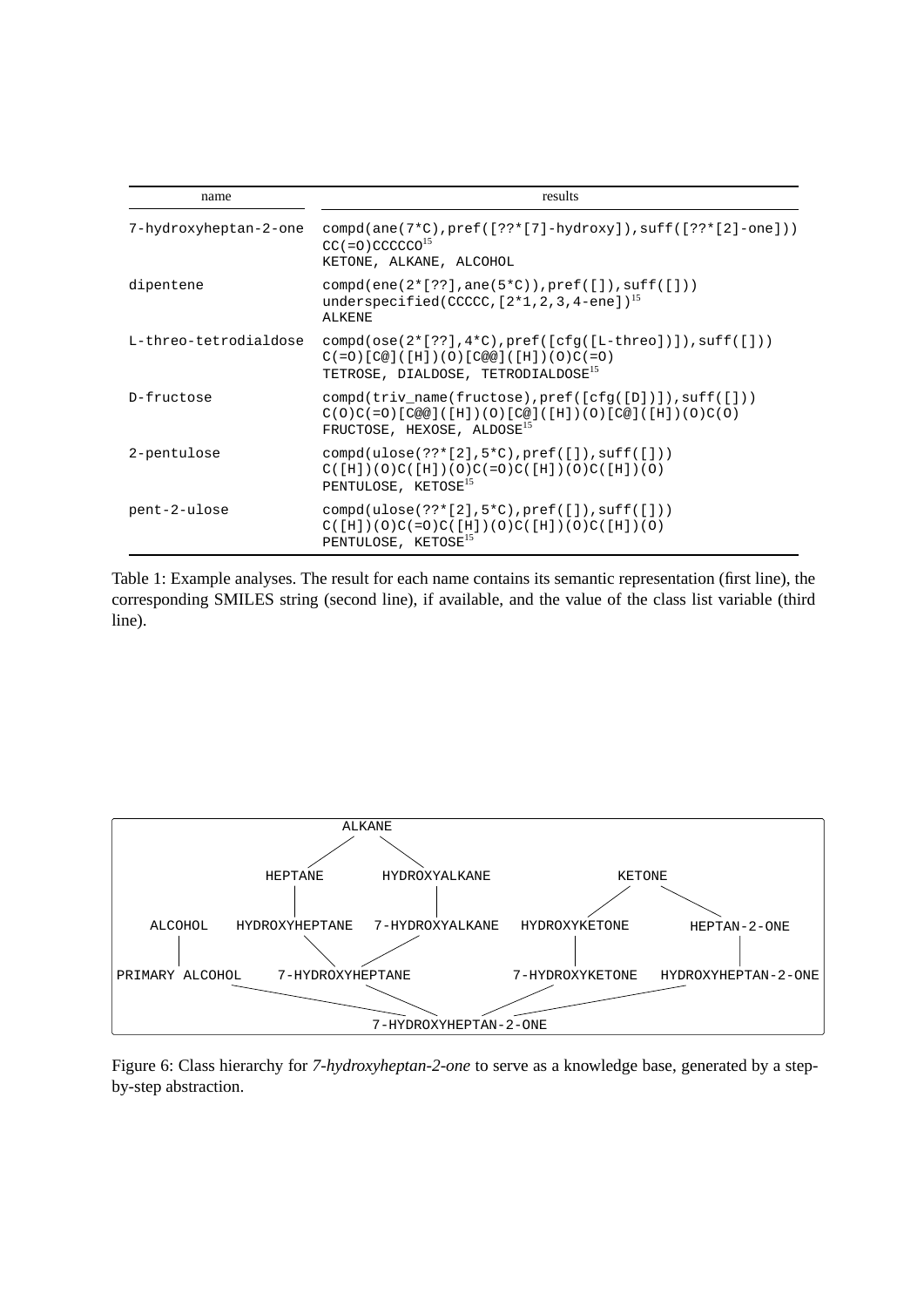| name | results |
|---|---|
| 7-hydroxyheptan-2-one | compd(ane(7*C),pref([??*[7]-hydroxy]),suff([??*[2]-one]))<br>CC(=O)CCCCCO[15]<br>KETONE, ALKANE, ALCOHOL |
| dipentene | compd(ene(2*[??],ane(5*C)),pref([]),suff([]))<br>underspecified(CCCCC,[2*1,2,3,4-ene])[15]<br>ALKENE |
| L-threo-tetrodialdose | compd(ose(2*[??],4*C),pref([cfg([L-threo])]),suff([]))<br>C(=O)[C@]([H])(O)[C@@]([H])(O)C(=O)<br>TETROSE, DIALDOSE, TETRODIALDOSE[15] |
| D-fructose | compd(triv_name(fructose),pref([cfg([D])]),suff([]))<br>C(O)C(=O)[C@@]([H])(O)[C@]([H])(O)[C@]([H])(O)C(O)<br>FRUCTOSE, HEXOSE, ALDOSE[15] |
| 2-pentulose | compd(ulose(??*[2],5*C),pref([]),suff([]))<br>C([H])(O)C([H])(O)C(=O)C([H])(O)C([H])(O)<br>PENTULOSE, KETOSE[15] |
| pent-2-ulose | compd(ulose(??*[2],5*C),pref([]),suff([]))<br>C([H])(O)C(=O)C([H])(O)C([H])(O)C([H])(O)<br>PENTULOSE, KETOSE[15] |

Table 1: Example analyses. The result for each name contains its semantic representation (first line), the corresponding SMILES string (second line), if available, and the value of the class list variable (third line).

```
                    ALKANE
                 /          \
          HEPTANE        HYDROXYALKANE                    KETONE
             |                 |                        /         \
ALCOHOL   HYDROXYHEPTANE   7-HYDROXYALKANE     HYDROXYKETONE     HEPTAN-2-ONE
   |              \          /                       |                |
PRIMARY ALCOHOL    7-HYDROXYHEPTANE           7-HYDROXYKETONE   HYDROXYHEPTAN-2-ONE

                        7-HYDROXYHEPTAN-2-ONE
```

Figure 6: Class hierarchy for *7-hydroxyheptan-2-one* to serve as a knowledge base, generated by a step-by-step abstraction.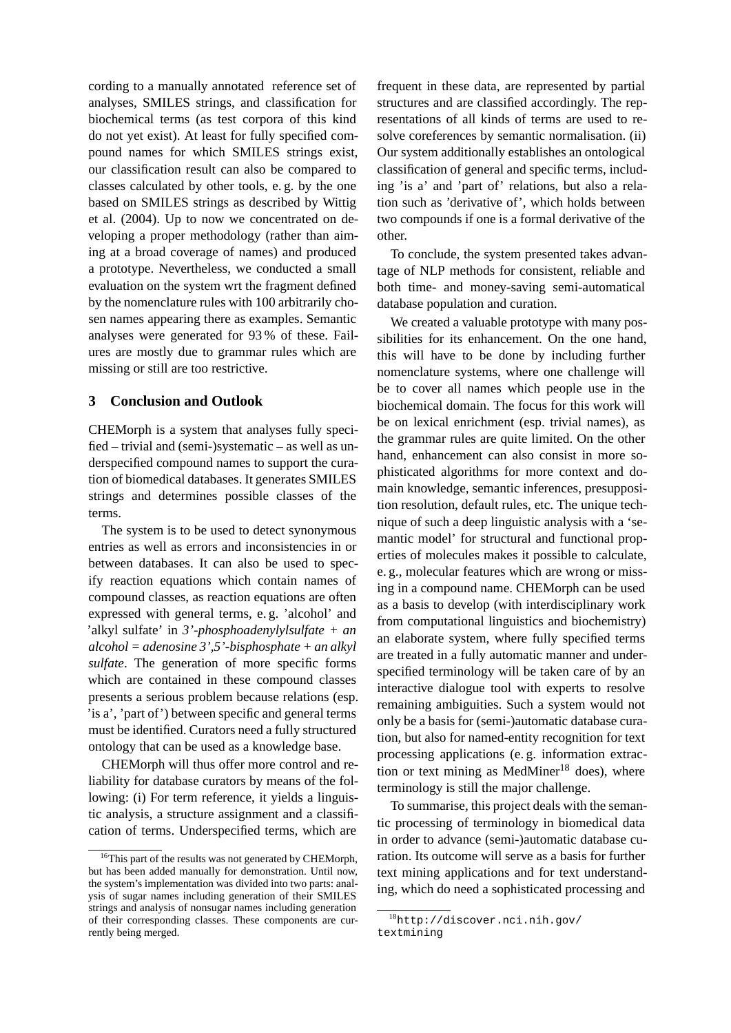cording to a manually annotated reference set of analyses, SMILES strings, and classification for biochemical terms (as test corpora of this kind do not yet exist). At least for fully specified compound names for which SMILES strings exist, our classification result can also be compared to classes calculated by other tools, e. g. by the one based on SMILES strings as described by Wittig et al. (2004). Up to now we concentrated on developing a proper methodology (rather than aiming at a broad coverage of names) and produced a prototype. Nevertheless, we conducted a small evaluation on the system wrt the fragment defined by the nomenclature rules with 100 arbitrarily chosen names appearing there as examples. Semantic analyses were generated for 93 % of these. Failures are mostly due to grammar rules which are missing or still are too restrictive.

## 3 Conclusion and Outlook

CHEMorph is a system that analyses fully specified – trivial and (semi-)systematic – as well as underspecified compound names to support the curation of biomedical databases. It generates SMILES strings and determines possible classes of the terms.

The system is to be used to detect synonymous entries as well as errors and inconsistencies in or between databases. It can also be used to specify reaction equations which contain names of compound classes, as reaction equations are often expressed with general terms, e. g. 'alcohol' and 'alkyl sulfate' in *3'-phosphoadenylylsulfate + an alcohol = adenosine 3',5'-bisphosphate + an alkyl sulfate*. The generation of more specific forms which are contained in these compound classes presents a serious problem because relations (esp. 'is a', 'part of') between specific and general terms must be identified. Curators need a fully structured ontology that can be used as a knowledge base.

CHEMorph will thus offer more control and reliability for database curators by means of the following: (i) For term reference, it yields a linguistic analysis, a structure assignment and a classification of terms. Underspecified terms, which are frequent in these data, are represented by partial structures and are classified accordingly. The representations of all kinds of terms are used to resolve coreferences by semantic normalisation. (ii) Our system additionally establishes an ontological classification of general and specific terms, including 'is a' and 'part of' relations, but also a relation such as 'derivative of', which holds between two compounds if one is a formal derivative of the other.

To conclude, the system presented takes advantage of NLP methods for consistent, reliable and both time- and money-saving semi-automatical database population and curation.

We created a valuable prototype with many possibilities for its enhancement. On the one hand, this will have to be done by including further nomenclature systems, where one challenge will be to cover all names which people use in the biochemical domain. The focus for this work will be on lexical enrichment (esp. trivial names), as the grammar rules are quite limited. On the other hand, enhancement can also consist in more sophisticated algorithms for more context and domain knowledge, semantic inferences, presupposition resolution, default rules, etc. The unique technique of such a deep linguistic analysis with a 'semantic model' for structural and functional properties of molecules makes it possible to calculate, e. g., molecular features which are wrong or missing in a compound name. CHEMorph can be used as a basis to develop (with interdisciplinary work from computational linguistics and biochemistry) an elaborate system, where fully specified terms are treated in a fully automatic manner and underspecified terminology will be taken care of by an interactive dialogue tool with experts to resolve remaining ambiguities. Such a system would not only be a basis for (semi-)automatic database curation, but also for named-entity recognition for text processing applications (e. g. information extraction or text mining as MedMiner[18] does), where terminology is still the major challenge.

To summarise, this project deals with the semantic processing of terminology in biomedical data in order to advance (semi-)automatic database curation. Its outcome will serve as a basis for further text mining applications and for text understanding, which do need a sophisticated processing and

[16] This part of the results was not generated by CHEMorph, but has been added manually for demonstration. Until now, the system's implementation was divided into two parts: analysis of sugar names including generation of their SMILES strings and analysis of nonsugar names including generation of their corresponding classes. These components are currently being merged.

[18] http://discover.nci.nih.gov/textmining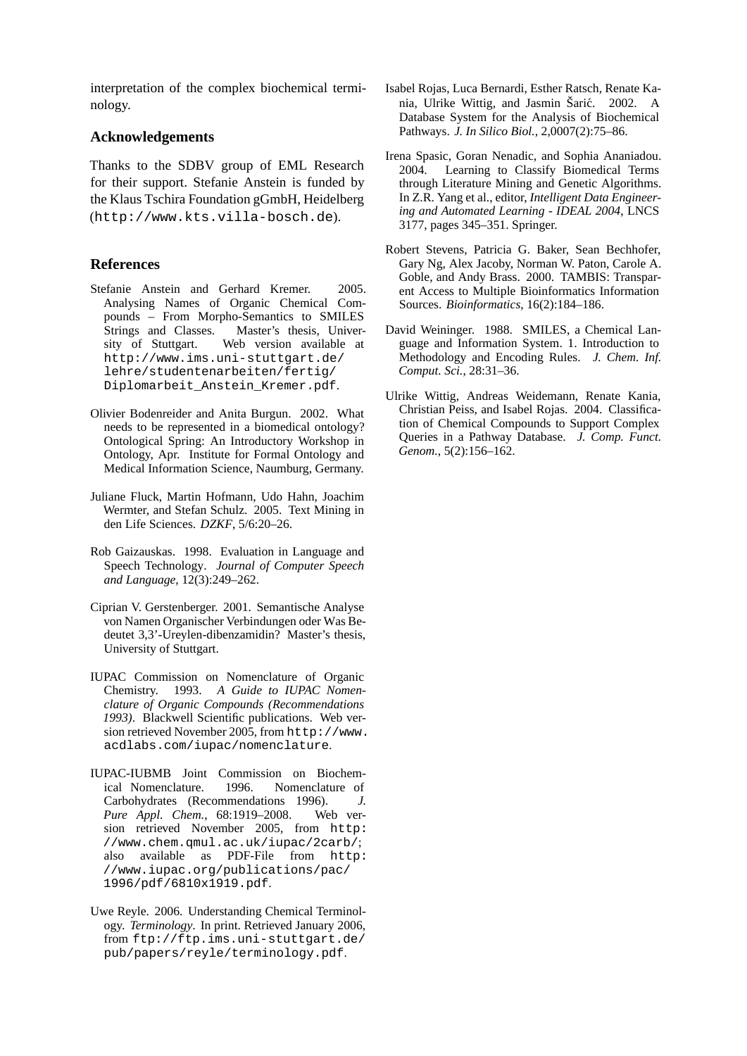interpretation of the complex biochemical terminology.

## Acknowledgements

Thanks to the SDBV group of EML Research for their support. Stefanie Anstein is funded by the Klaus Tschira Foundation gGmbH, Heidelberg (http://www.kts.villa-bosch.de).

## References

Stefanie Anstein and Gerhard Kremer. 2005. Analysing Names of Organic Chemical Compounds – From Morpho-Semantics to SMILES Strings and Classes. Master's thesis, University of Stuttgart. Web version available at http://www.ims.uni-stuttgart.de/lehre/studentenarbeiten/fertig/Diplomarbeit_Anstein_Kremer.pdf.

Olivier Bodenreider and Anita Burgun. 2002. What needs to be represented in a biomedical ontology? Ontological Spring: An Introductory Workshop in Ontology, Apr. Institute for Formal Ontology and Medical Information Science, Naumburg, Germany.

Juliane Fluck, Martin Hofmann, Udo Hahn, Joachim Wermter, and Stefan Schulz. 2005. Text Mining in den Life Sciences. *DZKF*, 5/6:20–26.

Rob Gaizauskas. 1998. Evaluation in Language and Speech Technology. *Journal of Computer Speech and Language*, 12(3):249–262.

Ciprian V. Gerstenberger. 2001. Semantische Analyse von Namen Organischer Verbindungen oder Was Bedeutet 3,3'-Ureylen-dibenzamidin? Master's thesis, University of Stuttgart.

IUPAC Commission on Nomenclature of Organic Chemistry. 1993. *A Guide to IUPAC Nomenclature of Organic Compounds (Recommendations 1993)*. Blackwell Scientific publications. Web version retrieved November 2005, from http://www.acdlabs.com/iupac/nomenclature.

IUPAC-IUBMB Joint Commission on Biochemical Nomenclature. 1996. Nomenclature of Carbohydrates (Recommendations 1996). *J. Pure Appl. Chem.*, 68:1919–2008. Web version retrieved November 2005, from http://www.chem.qmul.ac.uk/iupac/2carb/; also available as PDF-File from http://www.iupac.org/publications/pac/1996/pdf/6810x1919.pdf.

Uwe Reyle. 2006. Understanding Chemical Terminology. *Terminology*. In print. Retrieved January 2006, from ftp://ftp.ims.uni-stuttgart.de/pub/papers/reyle/terminology.pdf.

Isabel Rojas, Luca Bernardi, Esther Ratsch, Renate Kania, Ulrike Wittig, and Jasmin Šarić. 2002. A Database System for the Analysis of Biochemical Pathways. *J. In Silico Biol.*, 2,0007(2):75–86.

Irena Spasic, Goran Nenadic, and Sophia Ananiadou. 2004. Learning to Classify Biomedical Terms through Literature Mining and Genetic Algorithms. In Z.R. Yang et al., editor, *Intelligent Data Engineering and Automated Learning - IDEAL 2004*, LNCS 3177, pages 345–351. Springer.

Robert Stevens, Patricia G. Baker, Sean Bechhofer, Gary Ng, Alex Jacoby, Norman W. Paton, Carole A. Goble, and Andy Brass. 2000. TAMBIS: Transparent Access to Multiple Bioinformatics Information Sources. *Bioinformatics*, 16(2):184–186.

David Weininger. 1988. SMILES, a Chemical Language and Information System. 1. Introduction to Methodology and Encoding Rules. *J. Chem. Inf. Comput. Sci.*, 28:31–36.

Ulrike Wittig, Andreas Weidemann, Renate Kania, Christian Peiss, and Isabel Rojas. 2004. Classification of Chemical Compounds to Support Complex Queries in a Pathway Database. *J. Comp. Funct. Genom.*, 5(2):156–162.